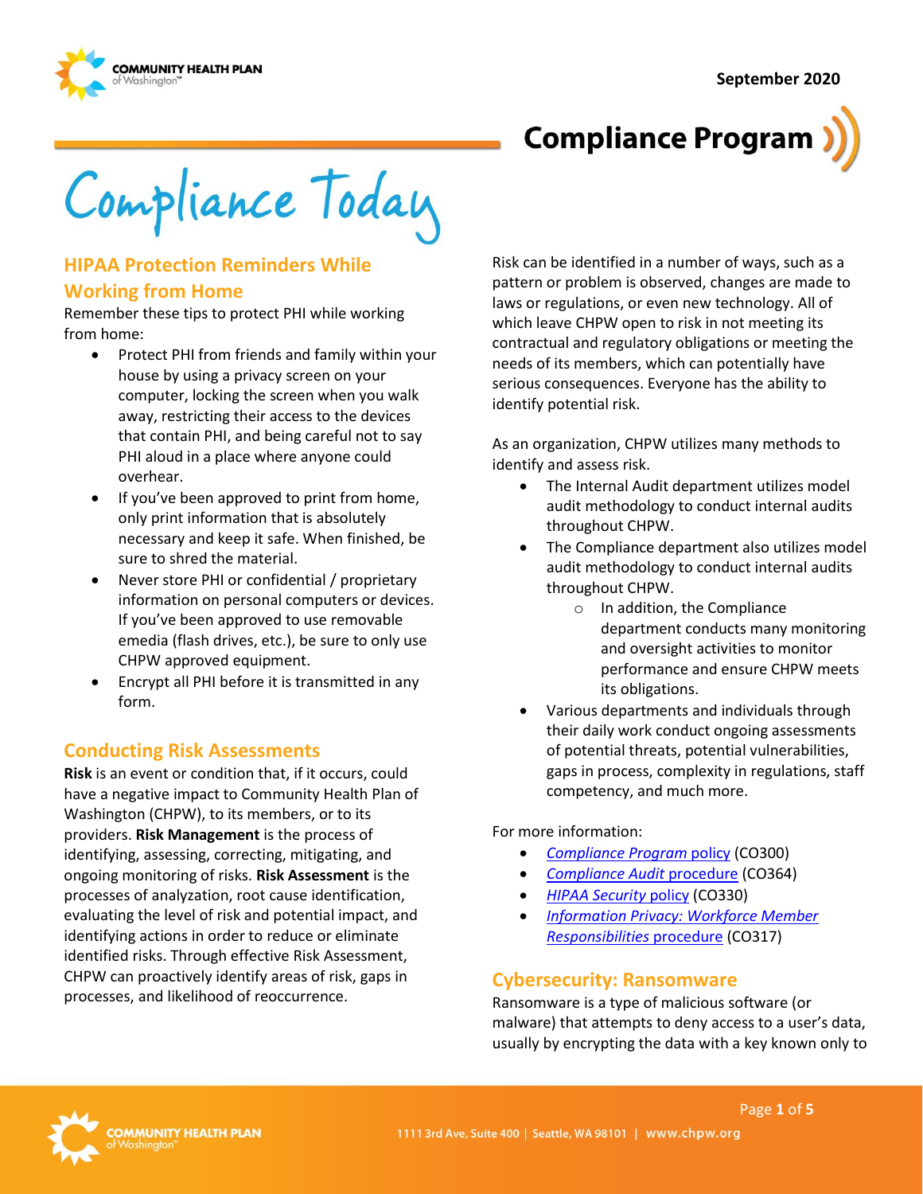September 2020

# Compliance Program

# Compliance Today

## HIPAA Protection Reminders While Working from Home

Remember these tips to protect PHI while working from home:

- Protect PHI from friends and family within your house by using a privacy screen on your computer, locking the screen when you walk away, restricting their access to the devices that contain PHI, and being careful not to say PHI aloud in a place where anyone could overhear.
- If you've been approved to print from home, only print information that is absolutely necessary and keep it safe. When finished, be sure to shred the material.
- Never store PHI or confidential / proprietary information on personal computers or devices. If you've been approved to use removable emedia (flash drives, etc.), be sure to only use CHPW approved equipment.
- Encrypt all PHI before it is transmitted in any form.

## Conducting Risk Assessments

**Risk** is an event or condition that, if it occurs, could have a negative impact to Community Health Plan of Washington (CHPW), to its members, or to its providers. **Risk Management** is the process of identifying, assessing, correcting, mitigating, and ongoing monitoring of risks. **Risk Assessment** is the processes of analyzation, root cause identification, evaluating the level of risk and potential impact, and identifying actions in order to reduce or eliminate identified risks. Through effective Risk Assessment, CHPW can proactively identify areas of risk, gaps in processes, and likelihood of reoccurrence.

Risk can be identified in a number of ways, such as a pattern or problem is observed, changes are made to laws or regulations, or even new technology. All of which leave CHPW open to risk in not meeting its contractual and regulatory obligations or meeting the needs of its members, which can potentially have serious consequences. Everyone has the ability to identify potential risk.

As an organization, CHPW utilizes many methods to identify and assess risk.

- The Internal Audit department utilizes model audit methodology to conduct internal audits throughout CHPW.
- The Compliance department also utilizes model audit methodology to conduct internal audits throughout CHPW.
  - In addition, the Compliance department conducts many monitoring and oversight activities to monitor performance and ensure CHPW meets its obligations.
- Various departments and individuals through their daily work conduct ongoing assessments of potential threats, potential vulnerabilities, gaps in process, complexity in regulations, staff competency, and much more.

For more information:

- *Compliance Program* policy (CO300)
- *Compliance Audit* procedure (CO364)
- *HIPAA Security* policy (CO330)
- *Information Privacy: Workforce Member Responsibilities* procedure (CO317)

## Cybersecurity: Ransomware

Ransomware is a type of malicious software (or malware) that attempts to deny access to a user's data, usually by encrypting the data with a key known only to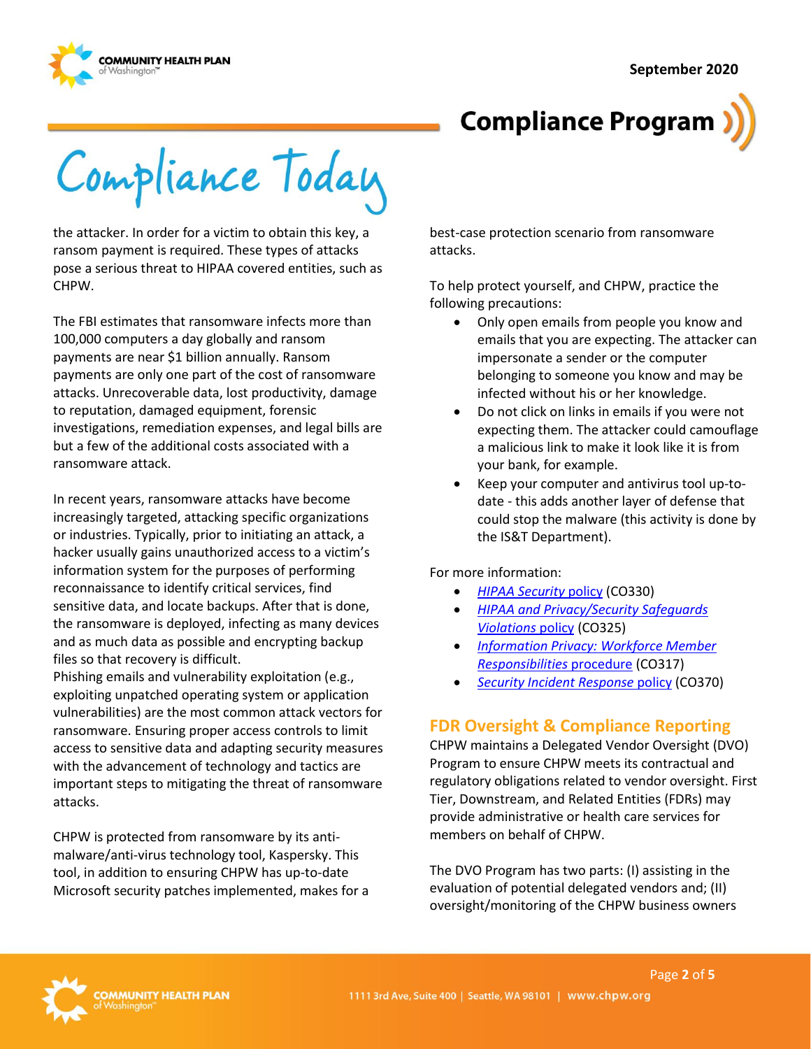the attacker. In order for a victim to obtain this key, a ransom payment is required. These types of attacks pose a serious threat to HIPAA covered entities, such as CHPW.

The FBI estimates that ransomware infects more than 100,000 computers a day globally and ransom payments are near $1 billion annually. Ransom payments are only one part of the cost of ransomware attacks. Unrecoverable data, lost productivity, damage to reputation, damaged equipment, forensic investigations, remediation expenses, and legal bills are but a few of the additional costs associated with a ransomware attack.

In recent years, ransomware attacks have become increasingly targeted, attacking specific organizations or industries. Typically, prior to initiating an attack, a hacker usually gains unauthorized access to a victim's information system for the purposes of performing reconnaissance to identify critical services, find sensitive data, and locate backups. After that is done, the ransomware is deployed, infecting as many devices and as much data as possible and encrypting backup files so that recovery is difficult.
Phishing emails and vulnerability exploitation (e.g., exploiting unpatched operating system or application vulnerabilities) are the most common attack vectors for ransomware. Ensuring proper access controls to limit access to sensitive data and adapting security measures with the advancement of technology and tactics are important steps to mitigating the threat of ransomware attacks.

CHPW is protected from ransomware by its anti-malware/anti-virus technology tool, Kaspersky. This tool, in addition to ensuring CHPW has up-to-date Microsoft security patches implemented, makes for a best-case protection scenario from ransomware attacks.

To help protect yourself, and CHPW, practice the following precautions:

- Only open emails from people you know and emails that you are expecting. The attacker can impersonate a sender or the computer belonging to someone you know and may be infected without his or her knowledge.
- Do not click on links in emails if you were not expecting them. The attacker could camouflage a malicious link to make it look like it is from your bank, for example.
- Keep your computer and antivirus tool up-to-date - this adds another layer of defense that could stop the malware (this activity is done by the IS&T Department).

For more information:

- *HIPAA Security* policy (CO330)
- *HIPAA and Privacy/Security Safeguards Violations* policy (CO325)
- *Information Privacy: Workforce Member Responsibilities* procedure (CO317)
- *Security Incident Response* policy (CO370)

## FDR Oversight & Compliance Reporting

CHPW maintains a Delegated Vendor Oversight (DVO) Program to ensure CHPW meets its contractual and regulatory obligations related to vendor oversight. First Tier, Downstream, and Related Entities (FDRs) may provide administrative or health care services for members on behalf of CHPW.

The DVO Program has two parts: (I) assisting in the evaluation of potential delegated vendors and; (II) oversight/monitoring of the CHPW business owners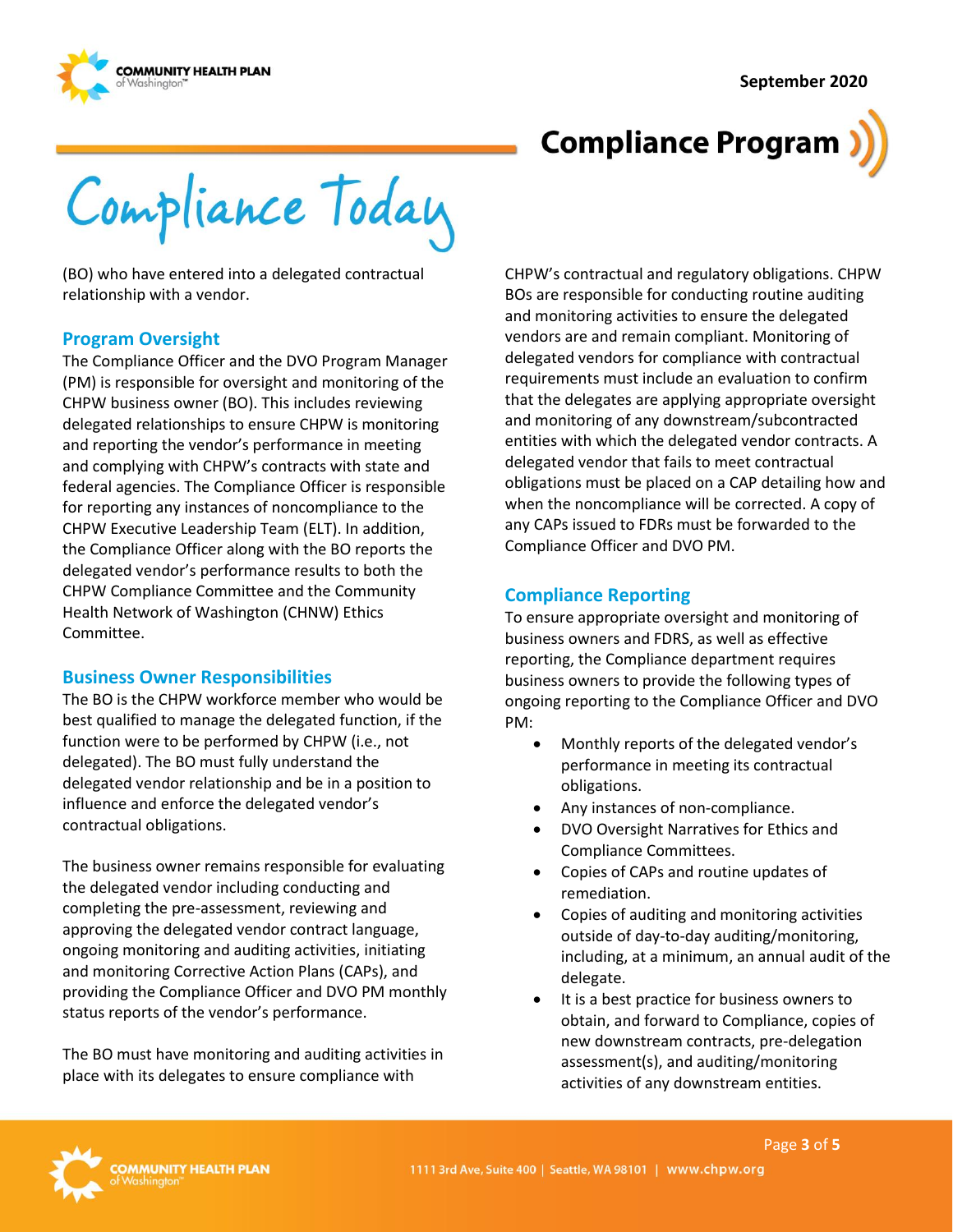(BO) who have entered into a delegated contractual relationship with a vendor.

## Program Oversight

The Compliance Officer and the DVO Program Manager (PM) is responsible for oversight and monitoring of the CHPW business owner (BO). This includes reviewing delegated relationships to ensure CHPW is monitoring and reporting the vendor's performance in meeting and complying with CHPW's contracts with state and federal agencies. The Compliance Officer is responsible for reporting any instances of noncompliance to the CHPW Executive Leadership Team (ELT). In addition, the Compliance Officer along with the BO reports the delegated vendor's performance results to both the CHPW Compliance Committee and the Community Health Network of Washington (CHNW) Ethics Committee.

## Business Owner Responsibilities

The BO is the CHPW workforce member who would be best qualified to manage the delegated function, if the function were to be performed by CHPW (i.e., not delegated). The BO must fully understand the delegated vendor relationship and be in a position to influence and enforce the delegated vendor's contractual obligations.

The business owner remains responsible for evaluating the delegated vendor including conducting and completing the pre-assessment, reviewing and approving the delegated vendor contract language, ongoing monitoring and auditing activities, initiating and monitoring Corrective Action Plans (CAPs), and providing the Compliance Officer and DVO PM monthly status reports of the vendor's performance.

The BO must have monitoring and auditing activities in place with its delegates to ensure compliance with CHPW's contractual and regulatory obligations. CHPW BOs are responsible for conducting routine auditing and monitoring activities to ensure the delegated vendors are and remain compliant. Monitoring of delegated vendors for compliance with contractual requirements must include an evaluation to confirm that the delegates are applying appropriate oversight and monitoring of any downstream/subcontracted entities with which the delegated vendor contracts. A delegated vendor that fails to meet contractual obligations must be placed on a CAP detailing how and when the noncompliance will be corrected. A copy of any CAPs issued to FDRs must be forwarded to the Compliance Officer and DVO PM.

## Compliance Reporting

To ensure appropriate oversight and monitoring of business owners and FDRS, as well as effective reporting, the Compliance department requires business owners to provide the following types of ongoing reporting to the Compliance Officer and DVO PM:

- Monthly reports of the delegated vendor's performance in meeting its contractual obligations.
- Any instances of non-compliance.
- DVO Oversight Narratives for Ethics and Compliance Committees.
- Copies of CAPs and routine updates of remediation.
- Copies of auditing and monitoring activities outside of day-to-day auditing/monitoring, including, at a minimum, an annual audit of the delegate.
- It is a best practice for business owners to obtain, and forward to Compliance, copies of new downstream contracts, pre-delegation assessment(s), and auditing/monitoring activities of any downstream entities.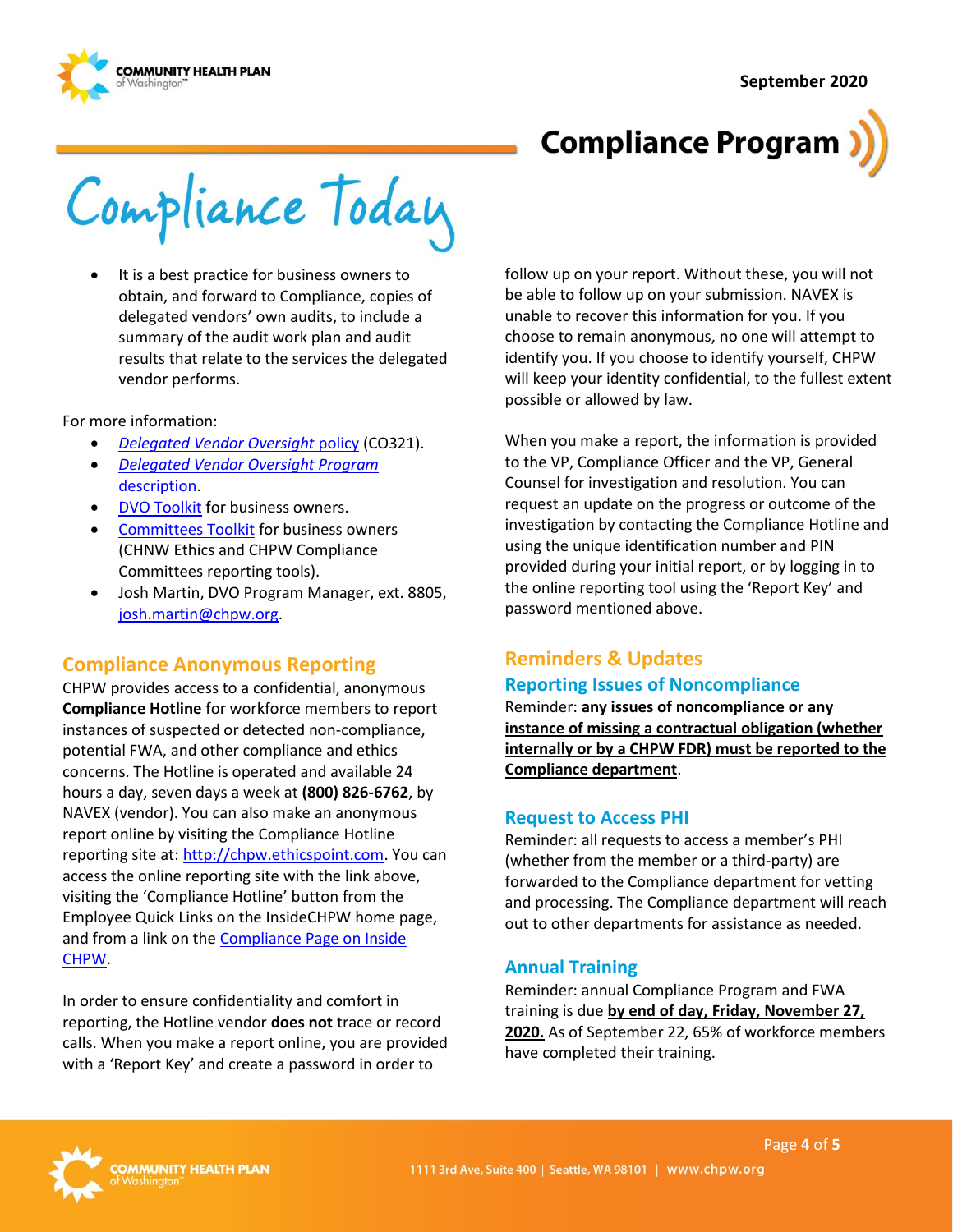- It is a best practice for business owners to obtain, and forward to Compliance, copies of delegated vendors' own audits, to include a summary of the audit work plan and audit results that relate to the services the delegated vendor performs.

For more information:

- *Delegated Vendor Oversight* policy (CO321).
- *Delegated Vendor Oversight Program* description.
- DVO Toolkit for business owners.
- Committees Toolkit for business owners (CHNW Ethics and CHPW Compliance Committees reporting tools).
- Josh Martin, DVO Program Manager, ext. 8805, josh.martin@chpw.org.

## Compliance Anonymous Reporting

CHPW provides access to a confidential, anonymous **Compliance Hotline** for workforce members to report instances of suspected or detected non-compliance, potential FWA, and other compliance and ethics concerns. The Hotline is operated and available 24 hours a day, seven days a week at **(800) 826-6762**, by NAVEX (vendor). You can also make an anonymous report online by visiting the Compliance Hotline reporting site at: http://chpw.ethicspoint.com. You can access the online reporting site with the link above, visiting the 'Compliance Hotline' button from the Employee Quick Links on the InsideCHPW home page, and from a link on the Compliance Page on Inside CHPW.

In order to ensure confidentiality and comfort in reporting, the Hotline vendor **does not** trace or record calls. When you make a report online, you are provided with a 'Report Key' and create a password in order to follow up on your report. Without these, you will not be able to follow up on your submission. NAVEX is unable to recover this information for you. If you choose to remain anonymous, no one will attempt to identify you. If you choose to identify yourself, CHPW will keep your identity confidential, to the fullest extent possible or allowed by law.

When you make a report, the information is provided to the VP, Compliance Officer and the VP, General Counsel for investigation and resolution. You can request an update on the progress or outcome of the investigation by contacting the Compliance Hotline and using the unique identification number and PIN provided during your initial report, or by logging in to the online reporting tool using the 'Report Key' and password mentioned above.

## Reminders & Updates

### Reporting Issues of Noncompliance

Reminder: **any issues of noncompliance or any instance of missing a contractual obligation (whether internally or by a CHPW FDR) must be reported to the Compliance department**.

### Request to Access PHI

Reminder: all requests to access a member's PHI (whether from the member or a third-party) are forwarded to the Compliance department for vetting and processing. The Compliance department will reach out to other departments for assistance as needed.

### Annual Training

Reminder: annual Compliance Program and FWA training is due **by end of day, Friday, November 27, 2020.** As of September 22, 65% of workforce members have completed their training.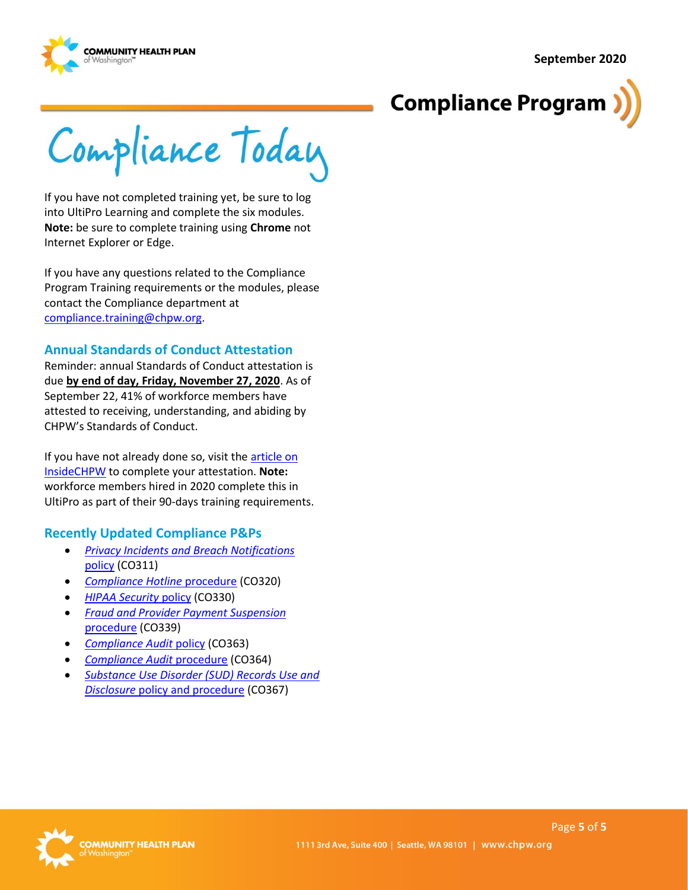If you have not completed training yet, be sure to log into UltiPro Learning and complete the six modules. **Note:** be sure to complete training using **Chrome** not Internet Explorer or Edge.

If you have any questions related to the Compliance Program Training requirements or the modules, please contact the Compliance department at compliance.training@chpw.org.

## Annual Standards of Conduct Attestation

Reminder: annual Standards of Conduct attestation is due **by end of day, Friday, November 27, 2020**. As of September 22, 41% of workforce members have attested to receiving, understanding, and abiding by CHPW's Standards of Conduct.

If you have not already done so, visit the article on InsideCHPW to complete your attestation. **Note:** workforce members hired in 2020 complete this in UltiPro as part of their 90-days training requirements.

## Recently Updated Compliance P&Ps

- *Privacy Incidents and Breach Notifications* policy (CO311)
- *Compliance Hotline* procedure (CO320)
- *HIPAA Security* policy (CO330)
- *Fraud and Provider Payment Suspension* procedure (CO339)
- *Compliance Audit* policy (CO363)
- *Compliance Audit* procedure (CO364)
- *Substance Use Disorder (SUD) Records Use and Disclosure* policy and procedure (CO367)